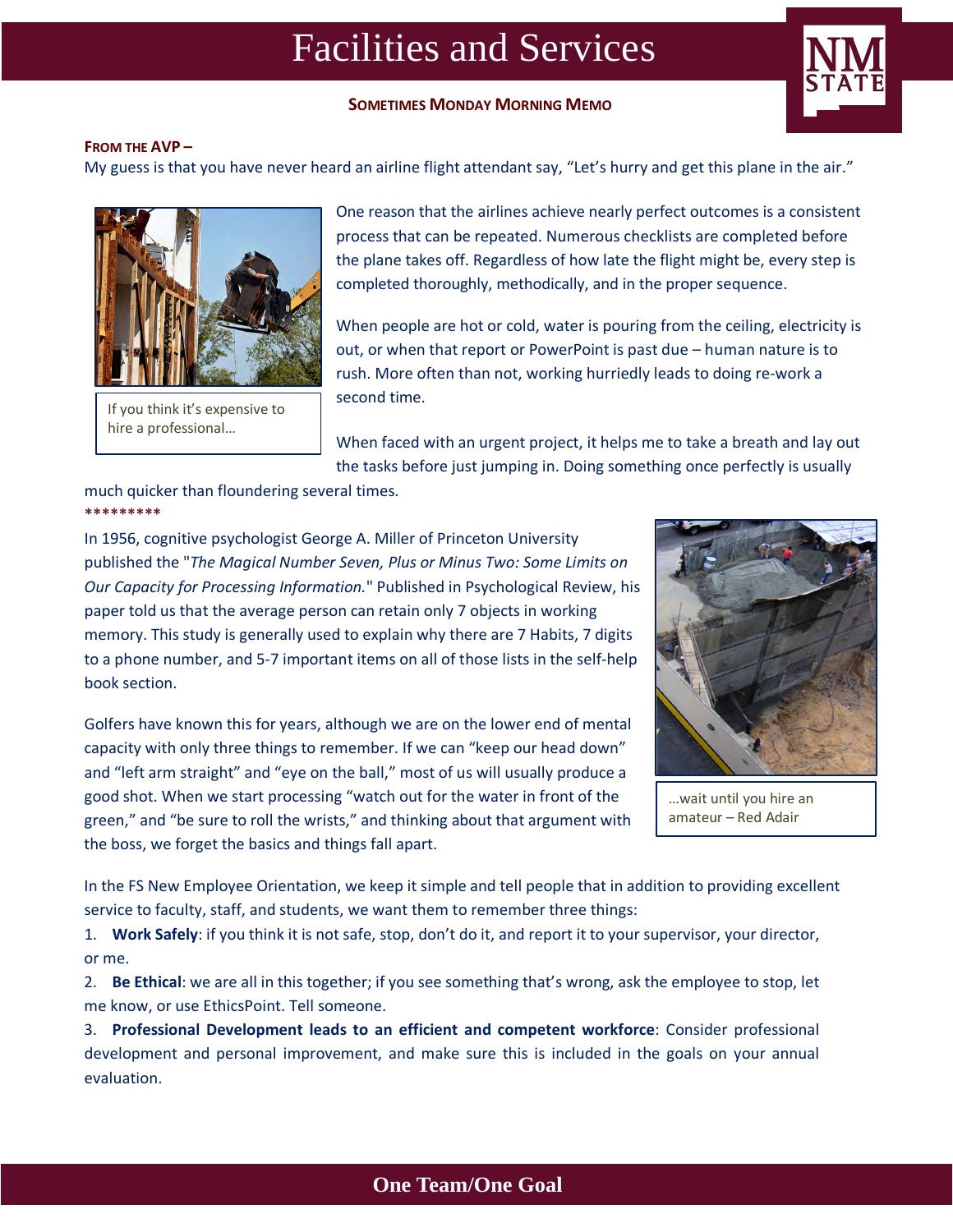# Facilities and Services

**SOMETIMES MONDAY MORNING MEMO**

**FROM THE AVP –**

My guess is that you have never heard an airline flight attendant say, "Let's hurry and get this plane in the air."

If you think it's expensive to hire a professional…

One reason that the airlines achieve nearly perfect outcomes is a consistent process that can be repeated. Numerous checklists are completed before the plane takes off. Regardless of how late the flight might be, every step is completed thoroughly, methodically, and in the proper sequence.

When people are hot or cold, water is pouring from the ceiling, electricity is out, or when that report or PowerPoint is past due – human nature is to rush. More often than not, working hurriedly leads to doing re-work a second time.

When faced with an urgent project, it helps me to take a breath and lay out the tasks before just jumping in. Doing something once perfectly is usually much quicker than floundering several times.

*********

In 1956, cognitive psychologist George A. Miller of Princeton University published the "*The Magical Number Seven, Plus or Minus Two: Some Limits on Our Capacity for Processing Information.*" Published in Psychological Review, his paper told us that the average person can retain only 7 objects in working memory. This study is generally used to explain why there are 7 Habits, 7 digits to a phone number, and 5-7 important items on all of those lists in the self-help book section.

Golfers have known this for years, although we are on the lower end of mental capacity with only three things to remember. If we can "keep our head down" and "left arm straight" and "eye on the ball," most of us will usually produce a good shot. When we start processing "watch out for the water in front of the green," and "be sure to roll the wrists," and thinking about that argument with the boss, we forget the basics and things fall apart.

…wait until you hire an amateur – Red Adair

In the FS New Employee Orientation, we keep it simple and tell people that in addition to providing excellent service to faculty, staff, and students, we want them to remember three things:

1. **Work Safely**: if you think it is not safe, stop, don't do it, and report it to your supervisor, your director, or me.
2. **Be Ethical**: we are all in this together; if you see something that's wrong, ask the employee to stop, let me know, or use EthicsPoint. Tell someone.
3. **Professional Development leads to an efficient and competent workforce**: Consider professional development and personal improvement, and make sure this is included in the goals on your annual evaluation.

**One Team/One Goal**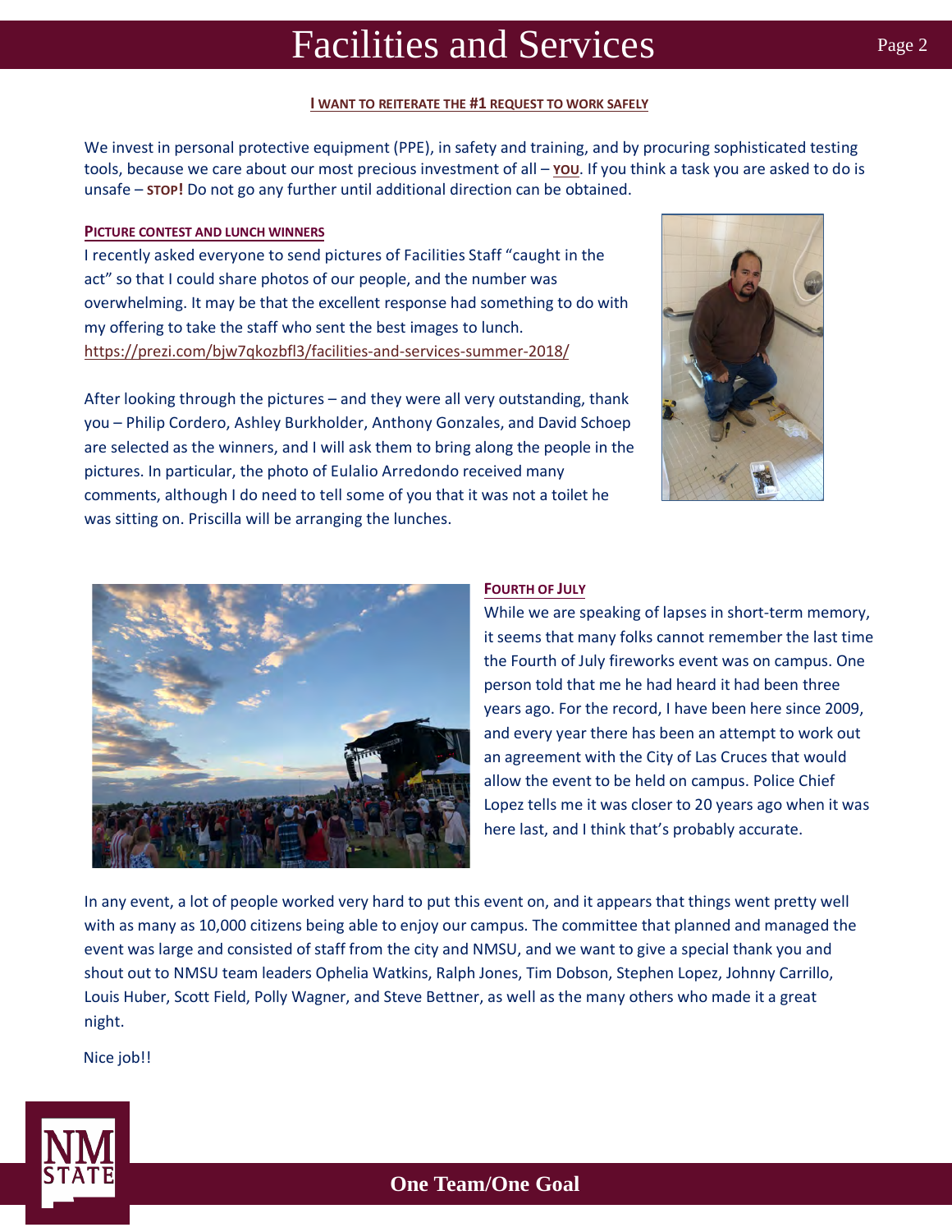**I WANT TO REITERATE THE #1 REQUEST TO WORK SAFELY**

We invest in personal protective equipment (PPE), in safety and training, and by procuring sophisticated testing tools, because we care about our most precious investment of all – **YOU**. If you think a task you are asked to do is unsafe – **STOP!** Do not go any further until additional direction can be obtained.

**PICTURE CONTEST AND LUNCH WINNERS**

I recently asked everyone to send pictures of Facilities Staff "caught in the act" so that I could share photos of our people, and the number was overwhelming. It may be that the excellent response had something to do with my offering to take the staff who sent the best images to lunch. https://prezi.com/bjw7qkozbfl3/facilities-and-services-summer-2018/

After looking through the pictures – and they were all very outstanding, thank you – Philip Cordero, Ashley Burkholder, Anthony Gonzales, and David Schoep are selected as the winners, and I will ask them to bring along the people in the pictures. In particular, the photo of Eulalio Arredondo received many comments, although I do need to tell some of you that it was not a toilet he was sitting on. Priscilla will be arranging the lunches.

**FOURTH OF JULY**

While we are speaking of lapses in short-term memory, it seems that many folks cannot remember the last time the Fourth of July fireworks event was on campus. One person told that me he had heard it had been three years ago. For the record, I have been here since 2009, and every year there has been an attempt to work out an agreement with the City of Las Cruces that would allow the event to be held on campus. Police Chief Lopez tells me it was closer to 20 years ago when it was here last, and I think that's probably accurate.

In any event, a lot of people worked very hard to put this event on, and it appears that things went pretty well with as many as 10,000 citizens being able to enjoy our campus. The committee that planned and managed the event was large and consisted of staff from the city and NMSU, and we want to give a special thank you and shout out to NMSU team leaders Ophelia Watkins, Ralph Jones, Tim Dobson, Stephen Lopez, Johnny Carrillo, Louis Huber, Scott Field, Polly Wagner, and Steve Bettner, as well as the many others who made it a great night.

Nice job!!

**One Team/One Goal**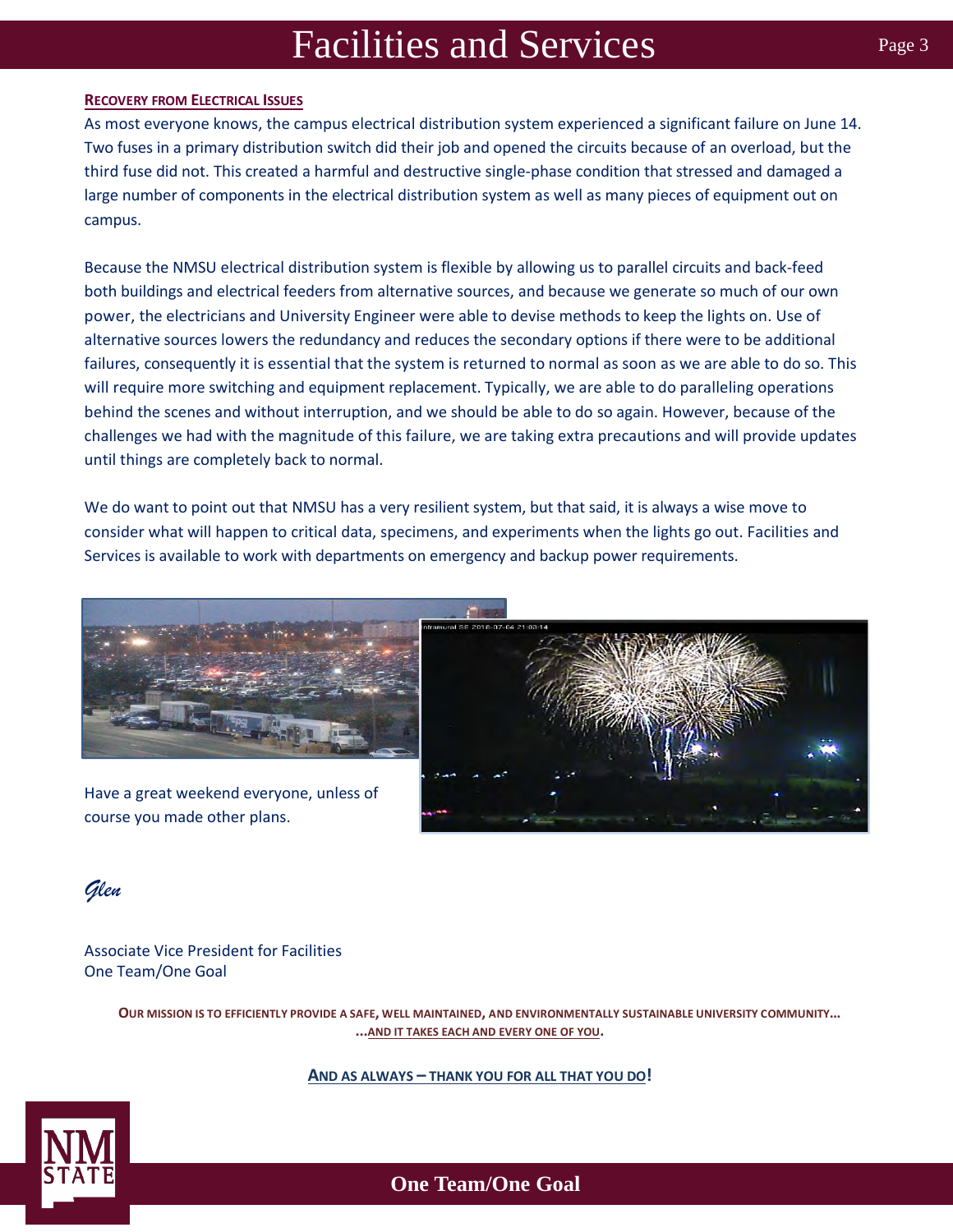## Recovery from Electrical Issues

As most everyone knows, the campus electrical distribution system experienced a significant failure on June 14. Two fuses in a primary distribution switch did their job and opened the circuits because of an overload, but the third fuse did not. This created a harmful and destructive single-phase condition that stressed and damaged a large number of components in the electrical distribution system as well as many pieces of equipment out on campus.

Because the NMSU electrical distribution system is flexible by allowing us to parallel circuits and back-feed both buildings and electrical feeders from alternative sources, and because we generate so much of our own power, the electricians and University Engineer were able to devise methods to keep the lights on. Use of alternative sources lowers the redundancy and reduces the secondary options if there were to be additional failures, consequently it is essential that the system is returned to normal as soon as we are able to do so. This will require more switching and equipment replacement. Typically, we are able to do paralleling operations behind the scenes and without interruption, and we should be able to do so again. However, because of the challenges we had with the magnitude of this failure, we are taking extra precautions and will provide updates until things are completely back to normal.

We do want to point out that NMSU has a very resilient system, but that said, it is always a wise move to consider what will happen to critical data, specimens, and experiments when the lights go out. Facilities and Services is available to work with departments on emergency and backup power requirements.

Have a great weekend everyone, unless of course you made other plans.

*Glen*

Associate Vice President for Facilities
One Team/One Goal

**Our mission is to efficiently provide a safe, well maintained, and environmentally sustainable university community…**
**…and it takes each and every one of you.**

**And as always – thank you for all that you do!**